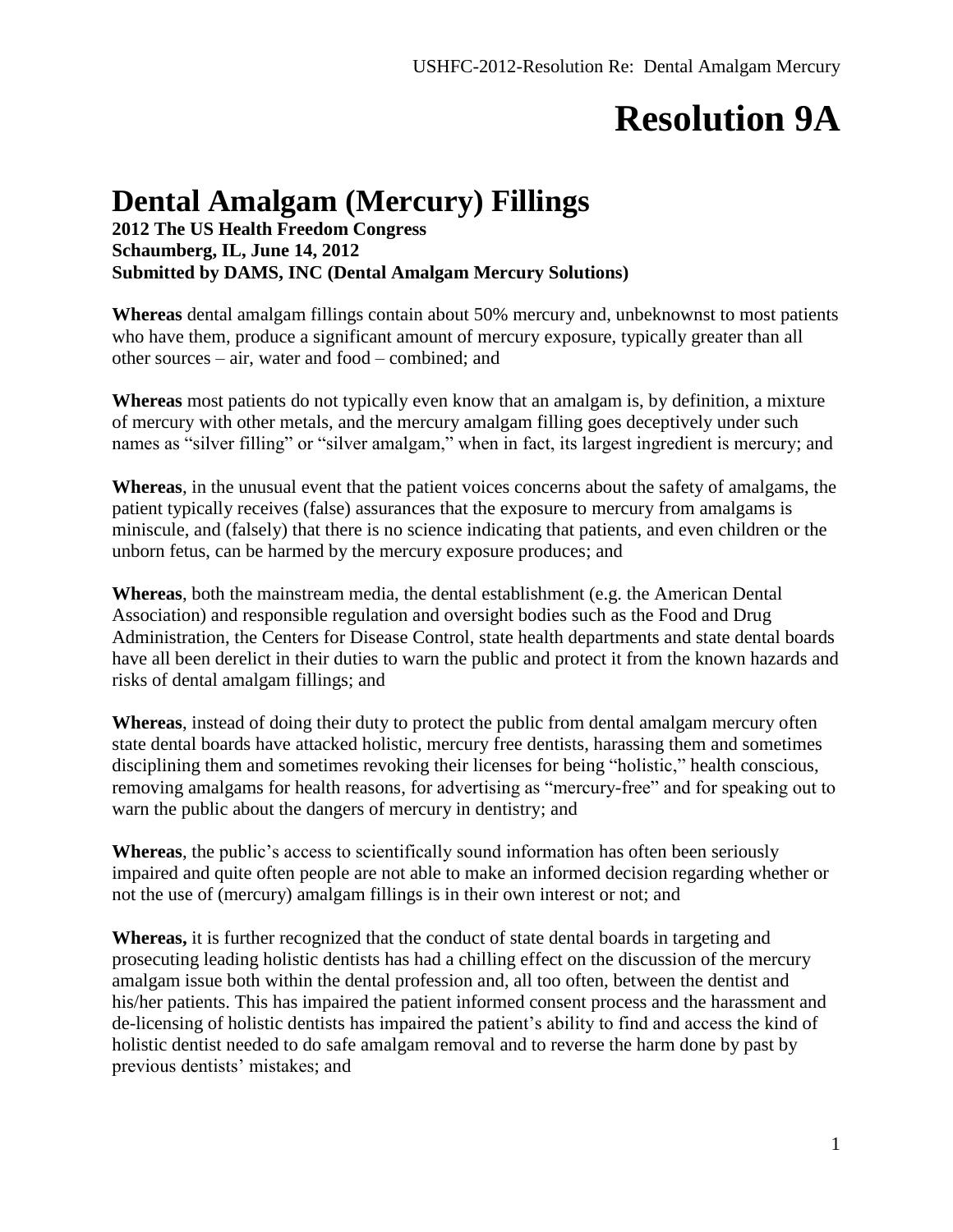# Resolution 9A

## Dental Amalgam (Mercury) Fillings

**2012 The US Health Freedom Congress**
**Schaumberg, IL, June 14, 2012**
**Submitted by DAMS, INC (Dental Amalgam Mercury Solutions)**

**Whereas** dental amalgam fillings contain about 50% mercury and, unbeknownst to most patients who have them, produce a significant amount of mercury exposure, typically greater than all other sources – air, water and food – combined; and

**Whereas** most patients do not typically even know that an amalgam is, by definition, a mixture of mercury with other metals, and the mercury amalgam filling goes deceptively under such names as "silver filling" or "silver amalgam," when in fact, its largest ingredient is mercury; and

**Whereas**, in the unusual event that the patient voices concerns about the safety of amalgams, the patient typically receives (false) assurances that the exposure to mercury from amalgams is miniscule, and (falsely) that there is no science indicating that patients, and even children or the unborn fetus, can be harmed by the mercury exposure produces; and

**Whereas**, both the mainstream media, the dental establishment (e.g. the American Dental Association) and responsible regulation and oversight bodies such as the Food and Drug Administration, the Centers for Disease Control, state health departments and state dental boards have all been derelict in their duties to warn the public and protect it from the known hazards and risks of dental amalgam fillings; and

**Whereas**, instead of doing their duty to protect the public from dental amalgam mercury often state dental boards have attacked holistic, mercury free dentists, harassing them and sometimes disciplining them and sometimes revoking their licenses for being "holistic," health conscious, removing amalgams for health reasons, for advertising as "mercury-free" and for speaking out to warn the public about the dangers of mercury in dentistry; and

**Whereas**, the public's access to scientifically sound information has often been seriously impaired and quite often people are not able to make an informed decision regarding whether or not the use of (mercury) amalgam fillings is in their own interest or not; and

**Whereas,** it is further recognized that the conduct of state dental boards in targeting and prosecuting leading holistic dentists has had a chilling effect on the discussion of the mercury amalgam issue both within the dental profession and, all too often, between the dentist and his/her patients. This has impaired the patient informed consent process and the harassment and de-licensing of holistic dentists has impaired the patient's ability to find and access the kind of holistic dentist needed to do safe amalgam removal and to reverse the harm done by past by previous dentists' mistakes; and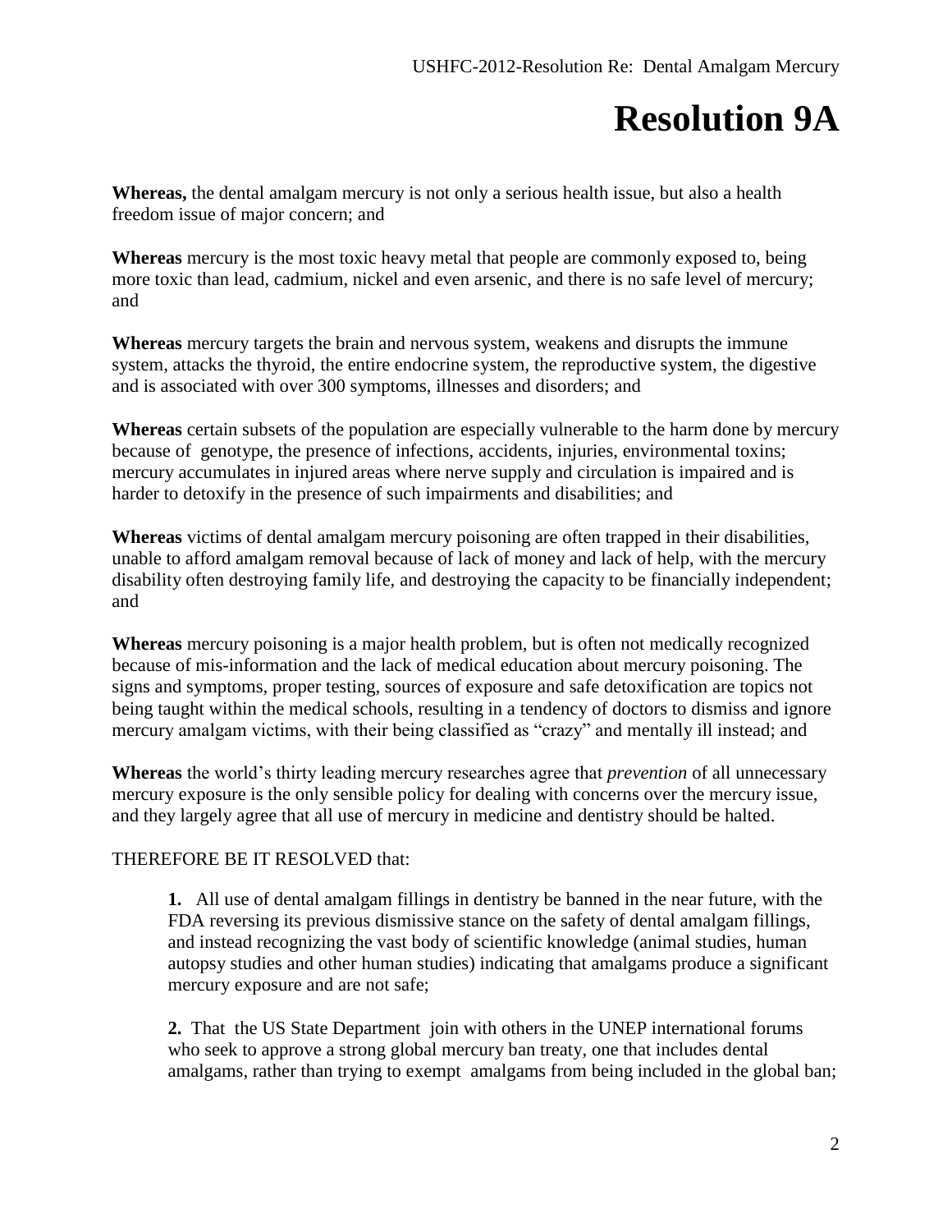# Resolution 9A

**Whereas,** the dental amalgam mercury is not only a serious health issue, but also a health freedom issue of major concern; and

**Whereas** mercury is the most toxic heavy metal that people are commonly exposed to, being more toxic than lead, cadmium, nickel and even arsenic, and there is no safe level of mercury; and

**Whereas** mercury targets the brain and nervous system, weakens and disrupts the immune system, attacks the thyroid, the entire endocrine system, the reproductive system, the digestive and is associated with over 300 symptoms, illnesses and disorders; and

**Whereas** certain subsets of the population are especially vulnerable to the harm done by mercury because of genotype, the presence of infections, accidents, injuries, environmental toxins; mercury accumulates in injured areas where nerve supply and circulation is impaired and is harder to detoxify in the presence of such impairments and disabilities; and

**Whereas** victims of dental amalgam mercury poisoning are often trapped in their disabilities, unable to afford amalgam removal because of lack of money and lack of help, with the mercury disability often destroying family life, and destroying the capacity to be financially independent; and

**Whereas** mercury poisoning is a major health problem, but is often not medically recognized because of mis-information and the lack of medical education about mercury poisoning. The signs and symptoms, proper testing, sources of exposure and safe detoxification are topics not being taught within the medical schools, resulting in a tendency of doctors to dismiss and ignore mercury amalgam victims, with their being classified as "crazy" and mentally ill instead; and

**Whereas** the world's thirty leading mercury researches agree that *prevention* of all unnecessary mercury exposure is the only sensible policy for dealing with concerns over the mercury issue, and they largely agree that all use of mercury in medicine and dentistry should be halted.

THEREFORE BE IT RESOLVED that:

**1.** All use of dental amalgam fillings in dentistry be banned in the near future, with the FDA reversing its previous dismissive stance on the safety of dental amalgam fillings, and instead recognizing the vast body of scientific knowledge (animal studies, human autopsy studies and other human studies) indicating that amalgams produce a significant mercury exposure and are not safe;

**2.** That the US State Department join with others in the UNEP international forums who seek to approve a strong global mercury ban treaty, one that includes dental amalgams, rather than trying to exempt amalgams from being included in the global ban;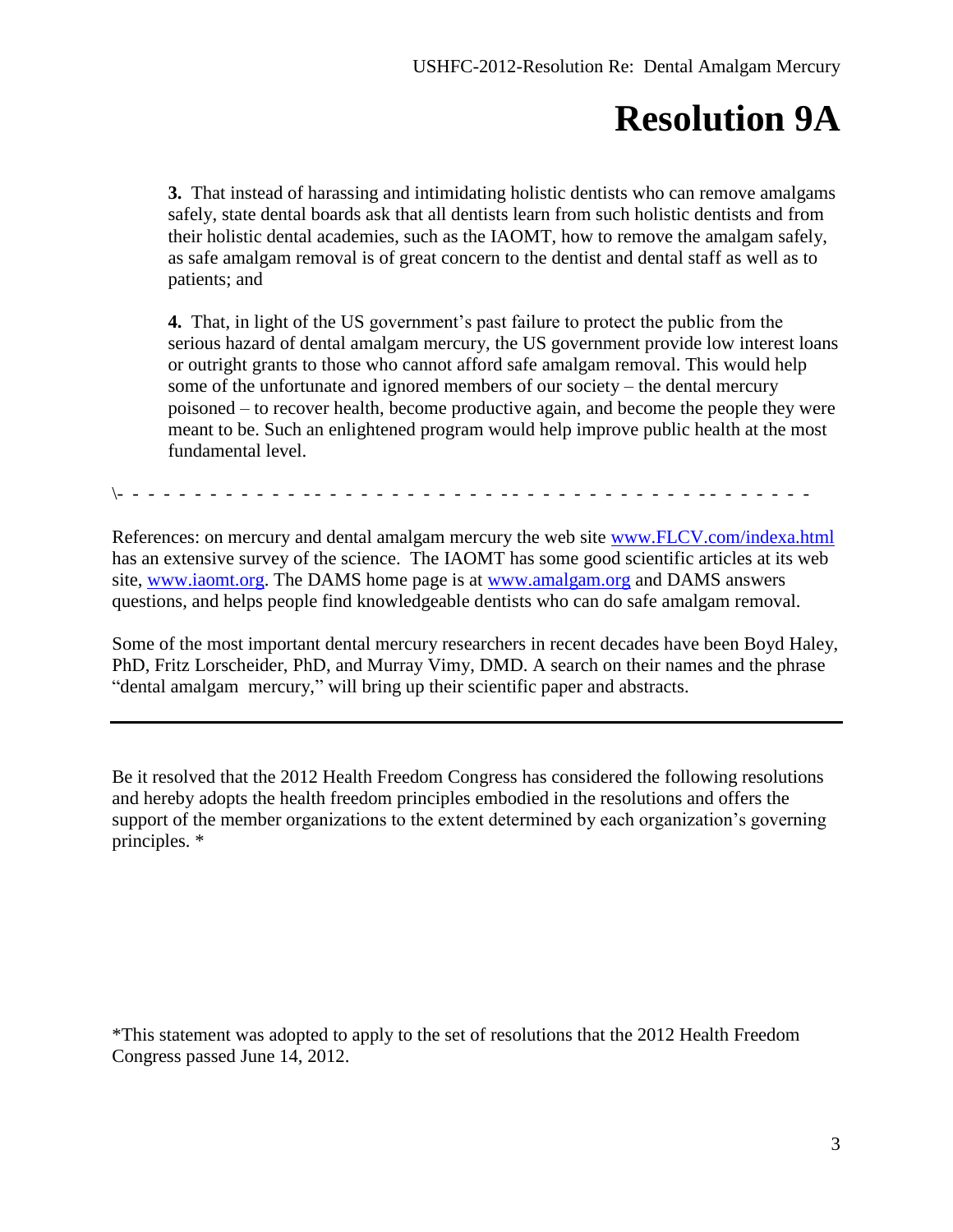# Resolution 9A

**3.** That instead of harassing and intimidating holistic dentists who can remove amalgams safely, state dental boards ask that all dentists learn from such holistic dentists and from their holistic dental academies, such as the IAOMT, how to remove the amalgam safely, as safe amalgam removal is of great concern to the dentist and dental staff as well as to patients; and

**4.** That, in light of the US government's past failure to protect the public from the serious hazard of dental amalgam mercury, the US government provide low interest loans or outright grants to those who cannot afford safe amalgam removal. This would help some of the unfortunate and ignored members of our society – the dental mercury poisoned – to recover health, become productive again, and become the people they were meant to be. Such an enlightened program would help improve public health at the most fundamental level.

\- - - - - - - - - - - - - - - - - - - - - - - - - - - - - - - - - - - - - - - - - - - - - -

References: on mercury and dental amalgam mercury the web site www.FLCV.com/indexa.html has an extensive survey of the science. The IAOMT has some good scientific articles at its web site, www.iaomt.org. The DAMS home page is at www.amalgam.org and DAMS answers questions, and helps people find knowledgeable dentists who can do safe amalgam removal.

Some of the most important dental mercury researchers in recent decades have been Boyd Haley, PhD, Fritz Lorscheider, PhD, and Murray Vimy, DMD. A search on their names and the phrase "dental amalgam mercury," will bring up their scientific paper and abstracts.

---

Be it resolved that the 2012 Health Freedom Congress has considered the following resolutions and hereby adopts the health freedom principles embodied in the resolutions and offers the support of the member organizations to the extent determined by each organization's governing principles. *

*This statement was adopted to apply to the set of resolutions that the 2012 Health Freedom Congress passed June 14, 2012.